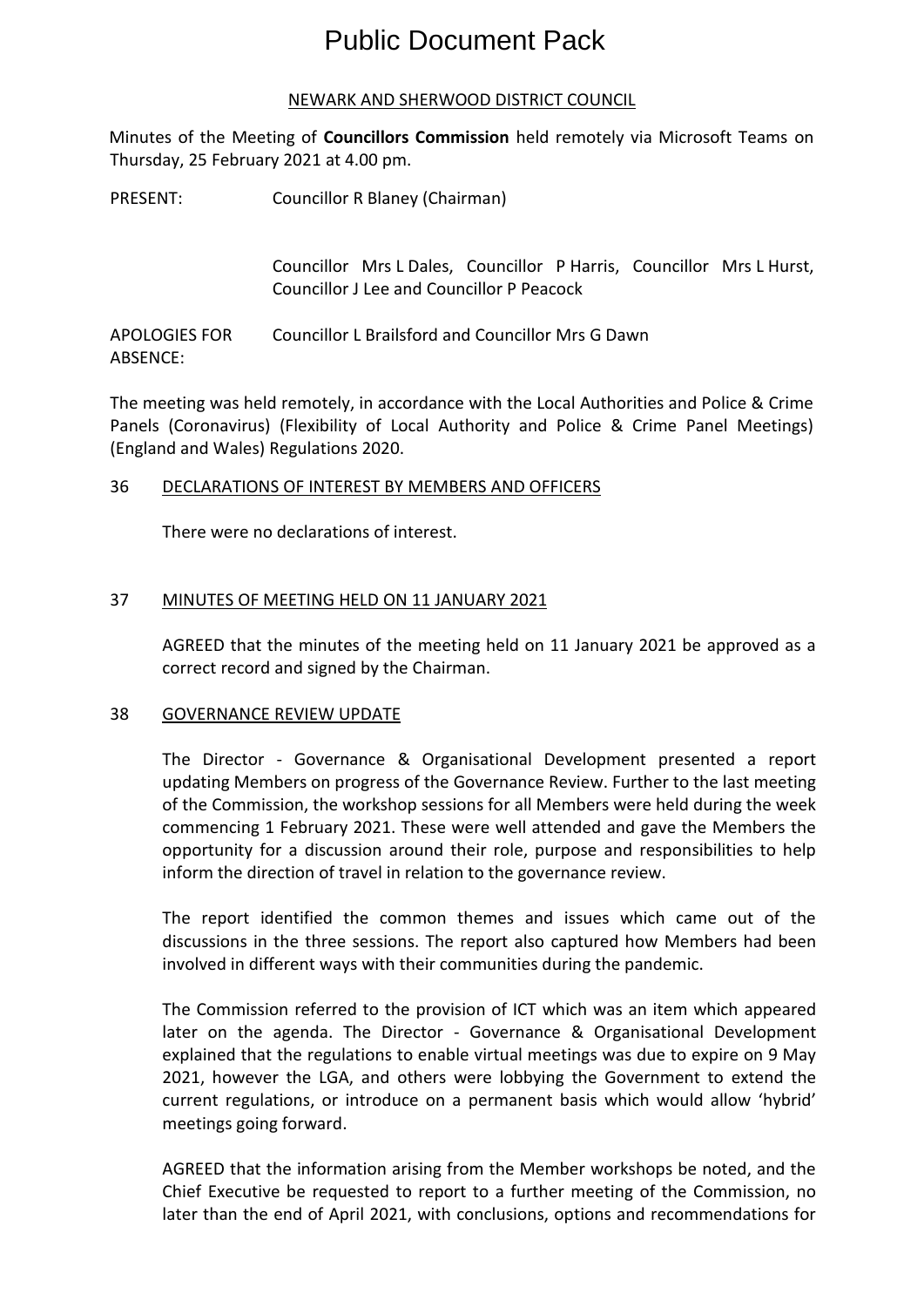# Public Document Pack

NEWARK AND SHERWOOD DISTRICT COUNCIL

Minutes of the Meeting of **Councillors Commission** held remotely via Microsoft Teams on Thursday, 25 February 2021 at 4.00 pm.

PRESENT: Councillor R Blaney (Chairman)

Councillor Mrs L Dales, Councillor P Harris, Councillor Mrs L Hurst, Councillor J Lee and Councillor P Peacock

APOLOGIES FOR ABSENCE: Councillor L Brailsford and Councillor Mrs G Dawn

The meeting was held remotely, in accordance with the Local Authorities and Police & Crime Panels (Coronavirus) (Flexibility of Local Authority and Police & Crime Panel Meetings) (England and Wales) Regulations 2020.

## 36 DECLARATIONS OF INTEREST BY MEMBERS AND OFFICERS

There were no declarations of interest.

## 37 MINUTES OF MEETING HELD ON 11 JANUARY 2021

AGREED that the minutes of the meeting held on 11 January 2021 be approved as a correct record and signed by the Chairman.

## 38 GOVERNANCE REVIEW UPDATE

The Director - Governance & Organisational Development presented a report updating Members on progress of the Governance Review. Further to the last meeting of the Commission, the workshop sessions for all Members were held during the week commencing 1 February 2021. These were well attended and gave the Members the opportunity for a discussion around their role, purpose and responsibilities to help inform the direction of travel in relation to the governance review.

The report identified the common themes and issues which came out of the discussions in the three sessions. The report also captured how Members had been involved in different ways with their communities during the pandemic.

The Commission referred to the provision of ICT which was an item which appeared later on the agenda. The Director - Governance & Organisational Development explained that the regulations to enable virtual meetings was due to expire on 9 May 2021, however the LGA, and others were lobbying the Government to extend the current regulations, or introduce on a permanent basis which would allow 'hybrid' meetings going forward.

AGREED that the information arising from the Member workshops be noted, and the Chief Executive be requested to report to a further meeting of the Commission, no later than the end of April 2021, with conclusions, options and recommendations for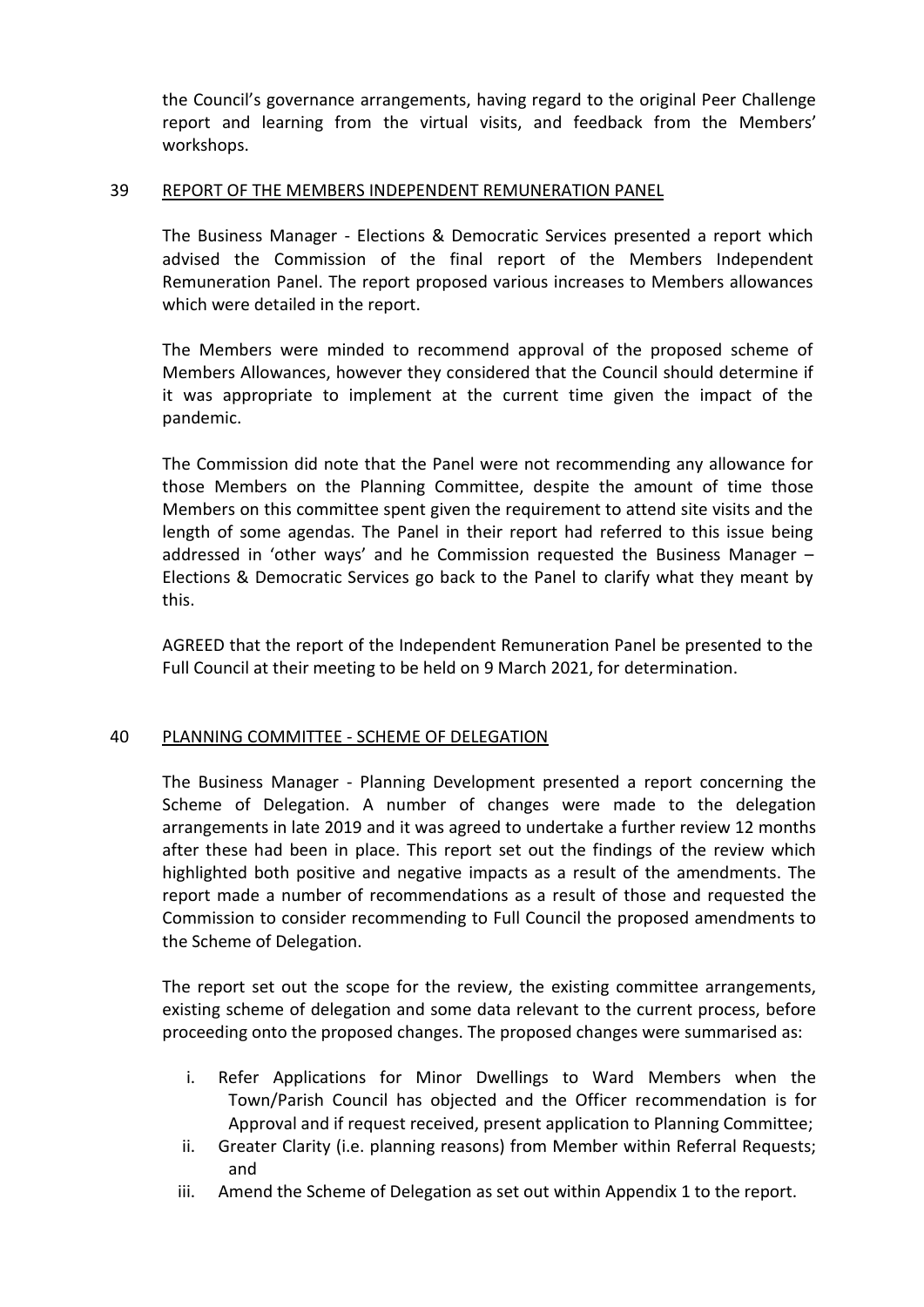the Council's governance arrangements, having regard to the original Peer Challenge report and learning from the virtual visits, and feedback from the Members' workshops.

## 39 REPORT OF THE MEMBERS INDEPENDENT REMUNERATION PANEL

The Business Manager - Elections & Democratic Services presented a report which advised the Commission of the final report of the Members Independent Remuneration Panel. The report proposed various increases to Members allowances which were detailed in the report.

The Members were minded to recommend approval of the proposed scheme of Members Allowances, however they considered that the Council should determine if it was appropriate to implement at the current time given the impact of the pandemic.

The Commission did note that the Panel were not recommending any allowance for those Members on the Planning Committee, despite the amount of time those Members on this committee spent given the requirement to attend site visits and the length of some agendas. The Panel in their report had referred to this issue being addressed in 'other ways' and he Commission requested the Business Manager – Elections & Democratic Services go back to the Panel to clarify what they meant by this.

AGREED that the report of the Independent Remuneration Panel be presented to the Full Council at their meeting to be held on 9 March 2021, for determination.

## 40 PLANNING COMMITTEE - SCHEME OF DELEGATION

The Business Manager - Planning Development presented a report concerning the Scheme of Delegation. A number of changes were made to the delegation arrangements in late 2019 and it was agreed to undertake a further review 12 months after these had been in place. This report set out the findings of the review which highlighted both positive and negative impacts as a result of the amendments. The report made a number of recommendations as a result of those and requested the Commission to consider recommending to Full Council the proposed amendments to the Scheme of Delegation.

The report set out the scope for the review, the existing committee arrangements, existing scheme of delegation and some data relevant to the current process, before proceeding onto the proposed changes. The proposed changes were summarised as:

i. Refer Applications for Minor Dwellings to Ward Members when the Town/Parish Council has objected and the Officer recommendation is for Approval and if request received, present application to Planning Committee;
ii. Greater Clarity (i.e. planning reasons) from Member within Referral Requests; and
iii. Amend the Scheme of Delegation as set out within Appendix 1 to the report.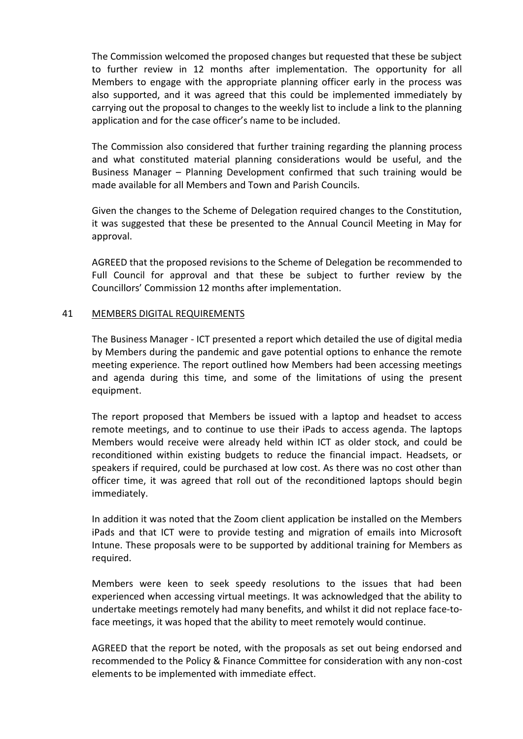The Commission welcomed the proposed changes but requested that these be subject to further review in 12 months after implementation. The opportunity for all Members to engage with the appropriate planning officer early in the process was also supported, and it was agreed that this could be implemented immediately by carrying out the proposal to changes to the weekly list to include a link to the planning application and for the case officer's name to be included.

The Commission also considered that further training regarding the planning process and what constituted material planning considerations would be useful, and the Business Manager – Planning Development confirmed that such training would be made available for all Members and Town and Parish Councils.

Given the changes to the Scheme of Delegation required changes to the Constitution, it was suggested that these be presented to the Annual Council Meeting in May for approval.

AGREED that the proposed revisions to the Scheme of Delegation be recommended to Full Council for approval and that these be subject to further review by the Councillors' Commission 12 months after implementation.

## 41 MEMBERS DIGITAL REQUIREMENTS

The Business Manager - ICT presented a report which detailed the use of digital media by Members during the pandemic and gave potential options to enhance the remote meeting experience. The report outlined how Members had been accessing meetings and agenda during this time, and some of the limitations of using the present equipment.

The report proposed that Members be issued with a laptop and headset to access remote meetings, and to continue to use their iPads to access agenda. The laptops Members would receive were already held within ICT as older stock, and could be reconditioned within existing budgets to reduce the financial impact. Headsets, or speakers if required, could be purchased at low cost. As there was no cost other than officer time, it was agreed that roll out of the reconditioned laptops should begin immediately.

In addition it was noted that the Zoom client application be installed on the Members iPads and that ICT were to provide testing and migration of emails into Microsoft Intune. These proposals were to be supported by additional training for Members as required.

Members were keen to seek speedy resolutions to the issues that had been experienced when accessing virtual meetings. It was acknowledged that the ability to undertake meetings remotely had many benefits, and whilst it did not replace face-to-face meetings, it was hoped that the ability to meet remotely would continue.

AGREED that the report be noted, with the proposals as set out being endorsed and recommended to the Policy & Finance Committee for consideration with any non-cost elements to be implemented with immediate effect.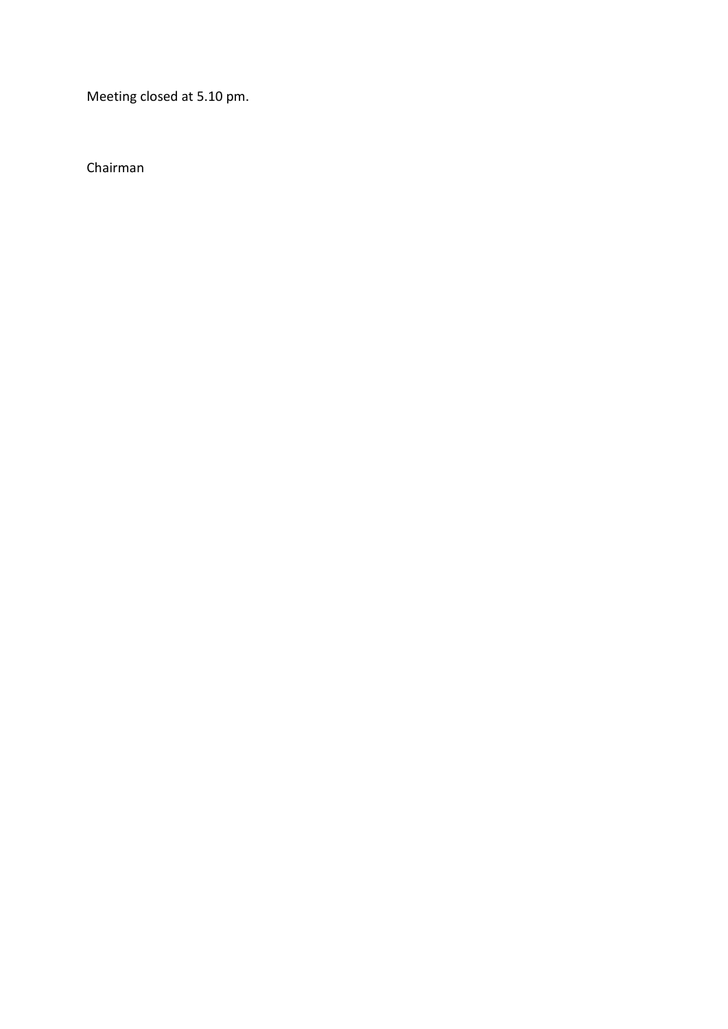Meeting closed at 5.10 pm.

Chairman